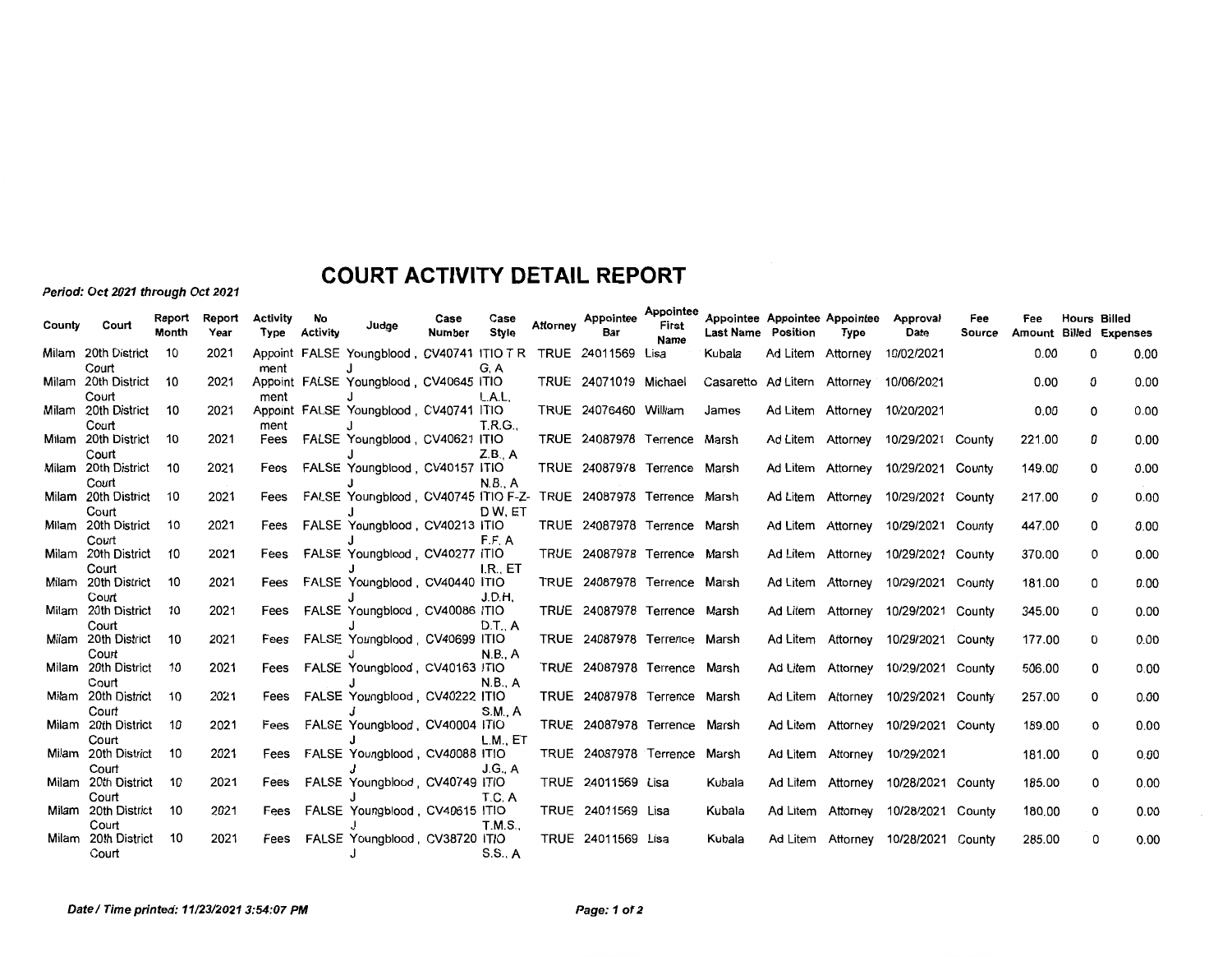# COURT ACTIVITY DETAIL REPORT

*Period: Oct 2021 through Oct 2021*

| County | Court | Report Month | Report Year | Activity Type | No Activity | Judge | Case Number | Case Style | Attorney | Appointee Bar | Appointee First Name | Appointee Last Name | Appointee Position | Appointee Type | Approval Date | Fee Source | Fee Amount | Hours Billed | Billed Expenses |
|---|---|---|---|---|---|---|---|---|---|---|---|---|---|---|---|---|---|---|---|
| Milam | 20th District Court | 10 | 2021 | Appointment | FALSE | Youngblood , J | CV40741 | ITIO T R G, A | TRUE | 24011569 | Lisa | Kubala | Ad Litem | Attorney | 10/02/2021 | | 0.00 | 0 | 0.00 |
| Milam | 20th District Court | 10 | 2021 | Appointment | FALSE | Youngblood , J | CV40645 | ITIO L.A.L. | TRUE | 24071019 | Michael | Casaretto | Ad Litem | Attorney | 10/06/2021 | | 0.00 | 0 | 0.00 |
| Milam | 20th District Court | 10 | 2021 | Appointment | FALSE | Youngblood , J | CV40741 | ITIO T.R.G., | TRUE | 24076460 | William | James | Ad Litem | Attorney | 10/20/2021 | | 0.00 | 0 | 0.00 |
| Milam | 20th District Court | 10 | 2021 | Fees | FALSE | Youngblood , J | CV40621 | ITIO Z.B., A | TRUE | 24087978 | Terrence | Marsh | Ad Litem | Attorney | 10/29/2021 | County | 221.00 | 0 | 0.00 |
| Milam | 20th District Court | 10 | 2021 | Fees | FALSE | Youngblood , J | CV40157 | ITIO N.B., A | TRUE | 24087978 | Terrence | Marsh | Ad Litem | Attorney | 10/29/2021 | County | 149.00 | 0 | 0.00 |
| Milam | 20th District Court | 10 | 2021 | Fees | FALSE | Youngblood , J | CV40745 | ITIO F-Z-D W, ET | TRUE | 24087978 | Terrence | Marsh | Ad Litem | Attorney | 10/29/2021 | County | 217.00 | 0 | 0.00 |
| Milam | 20th District Court | 10 | 2021 | Fees | FALSE | Youngblood , J | CV40213 | ITIO F.F. A | TRUE | 24087978 | Terrence | Marsh | Ad Litem | Attorney | 10/29/2021 | County | 447.00 | 0 | 0.00 |
| Milam | 20th District Court | 10 | 2021 | Fees | FALSE | Youngblood , J | CV40277 | ITIO I.R., ET | TRUE | 24087978 | Terrence | Marsh | Ad Litem | Attorney | 10/29/2021 | County | 370.00 | 0 | 0.00 |
| Milam | 20th District Court | 10 | 2021 | Fees | FALSE | Youngblood , J | CV40440 | ITIO J.D.H, | TRUE | 24087978 | Terrence | Marsh | Ad Litem | Attorney | 10/29/2021 | County | 181.00 | 0 | 0.00 |
| Milam | 20th District Court | 10 | 2021 | Fees | FALSE | Youngblood , J | CV40086 | ITIO D.T., A | TRUE | 24087978 | Terrence | Marsh | Ad Litem | Attorney | 10/29/2021 | County | 345.00 | 0 | 0.00 |
| Milam | 20th District Court | 10 | 2021 | Fees | FALSE | Youngblood , J | CV40699 | ITIO N.B., A | TRUE | 24087978 | Terrence | Marsh | Ad Litem | Attorney | 10/29/2021 | County | 177.00 | 0 | 0.00 |
| Milam | 20th District Court | 10 | 2021 | Fees | FALSE | Youngblood , J | CV40163 | ITIO N.B., A | TRUE | 24087978 | Terrence | Marsh | Ad Litem | Attorney | 10/29/2021 | County | 506.00 | 0 | 0.00 |
| Milam | 20th District Court | 10 | 2021 | Fees | FALSE | Youngblood , J | CV40222 | ITIO S.M., A | TRUE | 24087978 | Terrence | Marsh | Ad Litem | Attorney | 10/29/2021 | County | 257.00 | 0 | 0.00 |
| Milam | 20th District Court | 10 | 2021 | Fees | FALSE | Youngblood , J | CV40004 | ITIO L.M., ET | TRUE | 24087978 | Terrence | Marsh | Ad Litem | Attorney | 10/29/2021 | County | 189.00 | 0 | 0.00 |
| Milam | 20th District Court | 10 | 2021 | Fees | FALSE | Youngblood , J | CV40088 | ITIO J.G., A | TRUE | 24087978 | Terrence | Marsh | Ad Litem | Attorney | 10/29/2021 | | 181.00 | 0 | 0.00 |
| Milam | 20th District Court | 10 | 2021 | Fees | FALSE | Youngblood , J | CV40749 | ITIO T.C. A | TRUE | 24011569 | Lisa | Kubala | Ad Litem | Attorney | 10/28/2021 | County | 185.00 | 0 | 0.00 |
| Milam | 20th District Court | 10 | 2021 | Fees | FALSE | Youngblood , J | CV40615 | ITIO T.M.S., | TRUE | 24011569 | Lisa | Kubala | Ad Litem | Attorney | 10/28/2021 | County | 180.00 | 0 | 0.00 |
| Milam | 20th District Court | 10 | 2021 | Fees | FALSE | Youngblood , J | CV38720 | ITIO S.S., A | TRUE | 24011569 | Lisa | Kubala | Ad Litem | Attorney | 10/28/2021 | County | 285.00 | 0 | 0.00 |

*Date / Time printed: 11/23/2021 3:54:07 PM*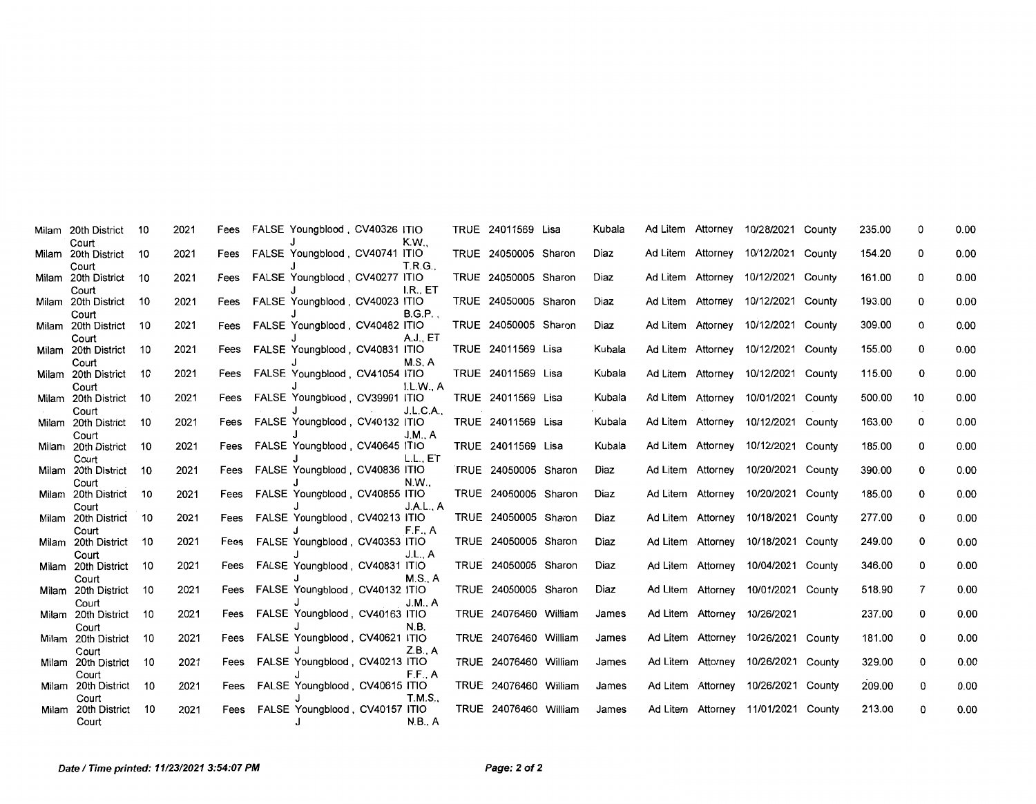| | | | | | | | | | | | | | | | | | | | | |
|---|---|---|---|---|---|---|---|---|---|---|---|---|---|---|---|---|---|---|---|---|
| Milam | 20th District Court | 10 | 2021 | Fees | FALSE | Youngblood , J | CV40326 | ITIO K.W., | TRUE | 24011569 | Lisa | Kubala | Ad Litem | Attorney | 10/28/2021 | County | 235.00 | 0 | 0.00 |
| Milam | 20th District Court | 10 | 2021 | Fees | FALSE | Youngblood , J | CV40741 | ITIO T.R.G., | TRUE | 24050005 | Sharon | Diaz | Ad Litem | Attorney | 10/12/2021 | County | 154.20 | 0 | 0.00 |
| Milam | 20th District Court | 10 | 2021 | Fees | FALSE | Youngblood , J | CV40277 | ITIO I.R., ET | TRUE | 24050005 | Sharon | Diaz | Ad Litem | Attorney | 10/12/2021 | County | 161.00 | 0 | 0.00 |
| Milam | 20th District Court | 10 | 2021 | Fees | FALSE | Youngblood , J | CV40023 | ITIO B.G.P. , | TRUE | 24050005 | Sharon | Diaz | Ad Litem | Attorney | 10/12/2021 | County | 193.00 | 0 | 0.00 |
| Milam | 20th District Court | 10 | 2021 | Fees | FALSE | Youngblood , J | CV40482 | ITIO A.J., ET | TRUE | 24050005 | Sharon | Diaz | Ad Litem | Attorney | 10/12/2021 | County | 309.00 | 0 | 0.00 |
| Milam | 20th District Court | 10 | 2021 | Fees | FALSE | Youngblood , J | CV40831 | ITIO M.S, A | TRUE | 24011569 | Lisa | Kubala | Ad Litem | Attorney | 10/12/2021 | County | 155.00 | 0 | 0.00 |
| Milam | 20th District Court | 10 | 2021 | Fees | FALSE | Youngblood , J | CV41054 | ITIO I.L.W., A | TRUE | 24011569 | Lisa | Kubala | Ad Litem | Attorney | 10/12/2021 | County | 115.00 | 0 | 0.00 |
| Milam | 20th District Court | 10 | 2021 | Fees | FALSE | Youngblood , J | CV39901 | ITIO J.L.C.A., | TRUE | 24011569 | Lisa | Kubala | Ad Litem | Attorney | 10/01/2021 | County | 500.00 | 10 | 0.00 |
| Milam | 20th District Court | 10 | 2021 | Fees | FALSE | Youngblood , J | CV40132 | ITIO J.M., A | TRUE | 24011569 | Lisa | Kubala | Ad Litem | Attorney | 10/12/2021 | County | 163.00 | 0 | 0.00 |
| Milam | 20th District Court | 10 | 2021 | Fees | FALSE | Youngblood , J | CV40645 | ITIO L.L., ET | TRUE | 24011569 | Lisa | Kubala | Ad Litem | Attorney | 10/12/2021 | County | 185.00 | 0 | 0.00 |
| Milam | 20th District Court | 10 | 2021 | Fees | FALSE | Youngblood , J | CV40836 | ITIO N.W., | TRUE | 24050005 | Sharon | Diaz | Ad Litem | Attorney | 10/20/2021 | County | 390.00 | 0 | 0.00 |
| Milam | 20th District Court | 10 | 2021 | Fees | FALSE | Youngblood , J | CV40855 | ITIO J.A.L., A | TRUE | 24050005 | Sharon | Diaz | Ad Litem | Attorney | 10/20/2021 | County | 185.00 | 0 | 0.00 |
| Milam | 20th District Court | 10 | 2021 | Fees | FALSE | Youngblood , J | CV40213 | ITIO F.F., A | TRUE | 24050005 | Sharon | Diaz | Ad Litem | Attorney | 10/18/2021 | County | 277.00 | 0 | 0.00 |
| Milam | 20th District Court | 10 | 2021 | Fees | FALSE | Youngblood , J | CV40353 | ITIO J.L., A | TRUE | 24050005 | Sharon | Diaz | Ad Litem | Attorney | 10/18/2021 | County | 249.00 | 0 | 0.00 |
| Milam | 20th District Court | 10 | 2021 | Fees | FALSE | Youngblood , J | CV40831 | ITIO M.S., A | TRUE | 24050005 | Sharon | Diaz | Ad Litem | Attorney | 10/04/2021 | County | 346.00 | 0 | 0.00 |
| Milam | 20th District Court | 10 | 2021 | Fees | FALSE | Youngblood , J | CV40132 | ITIO J.M., A | TRUE | 24050005 | Sharon | Diaz | Ad Litem | Attorney | 10/01/2021 | County | 518.90 | 7 | 0.00 |
| Milam | 20th District Court | 10 | 2021 | Fees | FALSE | Youngblood , J | CV40163 | ITIO N.B. | TRUE | 24076460 | William | James | Ad Litem | Attorney | 10/26/2021 | | 237.00 | 0 | 0.00 |
| Milam | 20th District Court | 10 | 2021 | Fees | FALSE | Youngblood , J | CV40621 | ITIO Z.B., A | TRUE | 24076460 | William | James | Ad Litem | Attorney | 10/26/2021 | County | 181.00 | 0 | 0.00 |
| Milam | 20th District Court | 10 | 2021 | Fees | FALSE | Youngblood , J | CV40213 | ITIO F.F., A | TRUE | 24076460 | William | James | Ad Litem | Attorney | 10/26/2021 | County | 329.00 | 0 | 0.00 |
| Milam | 20th District Court | 10 | 2021 | Fees | FALSE | Youngblood , J | CV40615 | ITIO T.M.S., | TRUE | 24076460 | William | James | Ad Litem | Attorney | 10/26/2021 | County | 209.00 | 0 | 0.00 |
| Milam | 20th District Court | 10 | 2021 | Fees | FALSE | Youngblood , J | CV40157 | ITIO N.B., A | TRUE | 24076460 | William | James | Ad Litem | Attorney | 11/01/2021 | County | 213.00 | 0 | 0.00 |

*Date / Time printed: 11/23/2021 3:54:07 PM*